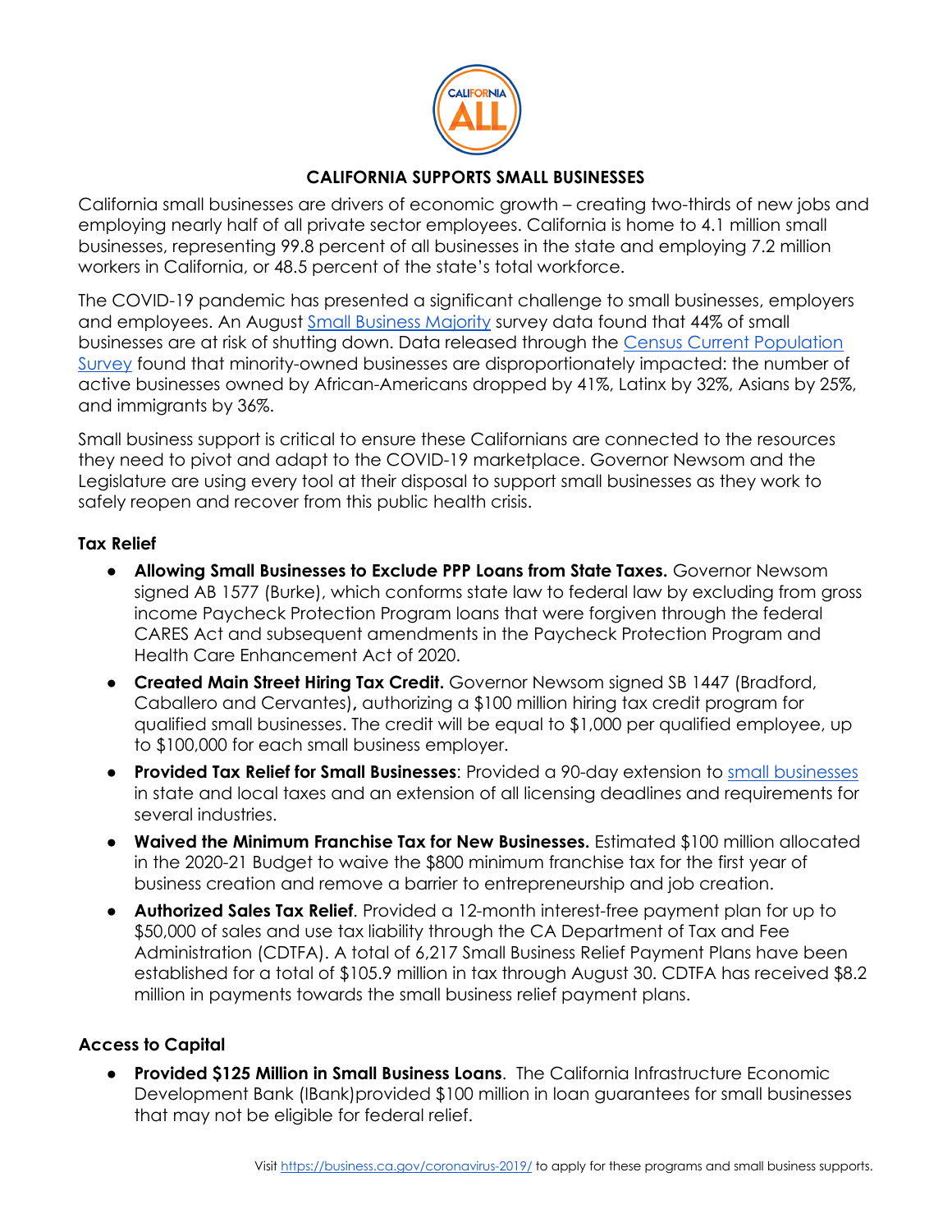# CALIFORNIA SUPPORTS SMALL BUSINESSES

California small businesses are drivers of economic growth – creating two-thirds of new jobs and employing nearly half of all private sector employees. California is home to 4.1 million small businesses, representing 99.8 percent of all businesses in the state and employing 7.2 million workers in California, or 48.5 percent of the state's total workforce.

The COVID-19 pandemic has presented a significant challenge to small businesses, employers and employees. An August Small Business Majority survey data found that 44% of small businesses are at risk of shutting down. Data released through the Census Current Population Survey found that minority-owned businesses are disproportionately impacted: the number of active businesses owned by African-Americans dropped by 41%, Latinx by 32%, Asians by 25%, and immigrants by 36%.

Small business support is critical to ensure these Californians are connected to the resources they need to pivot and adapt to the COVID-19 marketplace. Governor Newsom and the Legislature are using every tool at their disposal to support small businesses as they work to safely reopen and recover from this public health crisis.

## Tax Relief

- **Allowing Small Businesses to Exclude PPP Loans from State Taxes.** Governor Newsom signed AB 1577 (Burke), which conforms state law to federal law by excluding from gross income Paycheck Protection Program loans that were forgiven through the federal CARES Act and subsequent amendments in the Paycheck Protection Program and Health Care Enhancement Act of 2020.
- **Created Main Street Hiring Tax Credit.** Governor Newsom signed SB 1447 (Bradford, Caballero and Cervantes)**,** authorizing a $100 million hiring tax credit program for qualified small businesses. The credit will be equal to $1,000 per qualified employee, up to $100,000 for each small business employer.
- **Provided Tax Relief for Small Businesses**: Provided a 90-day extension to small businesses in state and local taxes and an extension of all licensing deadlines and requirements for several industries.
- **Waived the Minimum Franchise Tax for New Businesses.** Estimated $100 million allocated in the 2020-21 Budget to waive the $800 minimum franchise tax for the first year of business creation and remove a barrier to entrepreneurship and job creation.
- **Authorized Sales Tax Relief**. Provided a 12-month interest-free payment plan for up to $50,000 of sales and use tax liability through the CA Department of Tax and Fee Administration (CDTFA). A total of 6,217 Small Business Relief Payment Plans have been established for a total of $105.9 million in tax through August 30. CDTFA has received $8.2 million in payments towards the small business relief payment plans.

## Access to Capital

- **Provided $125 Million in Small Business Loans**. The California Infrastructure Economic Development Bank (IBank)provided $100 million in loan guarantees for small businesses that may not be eligible for federal relief.

Visit https://business.ca.gov/coronavirus-2019/ to apply for these programs and small business supports.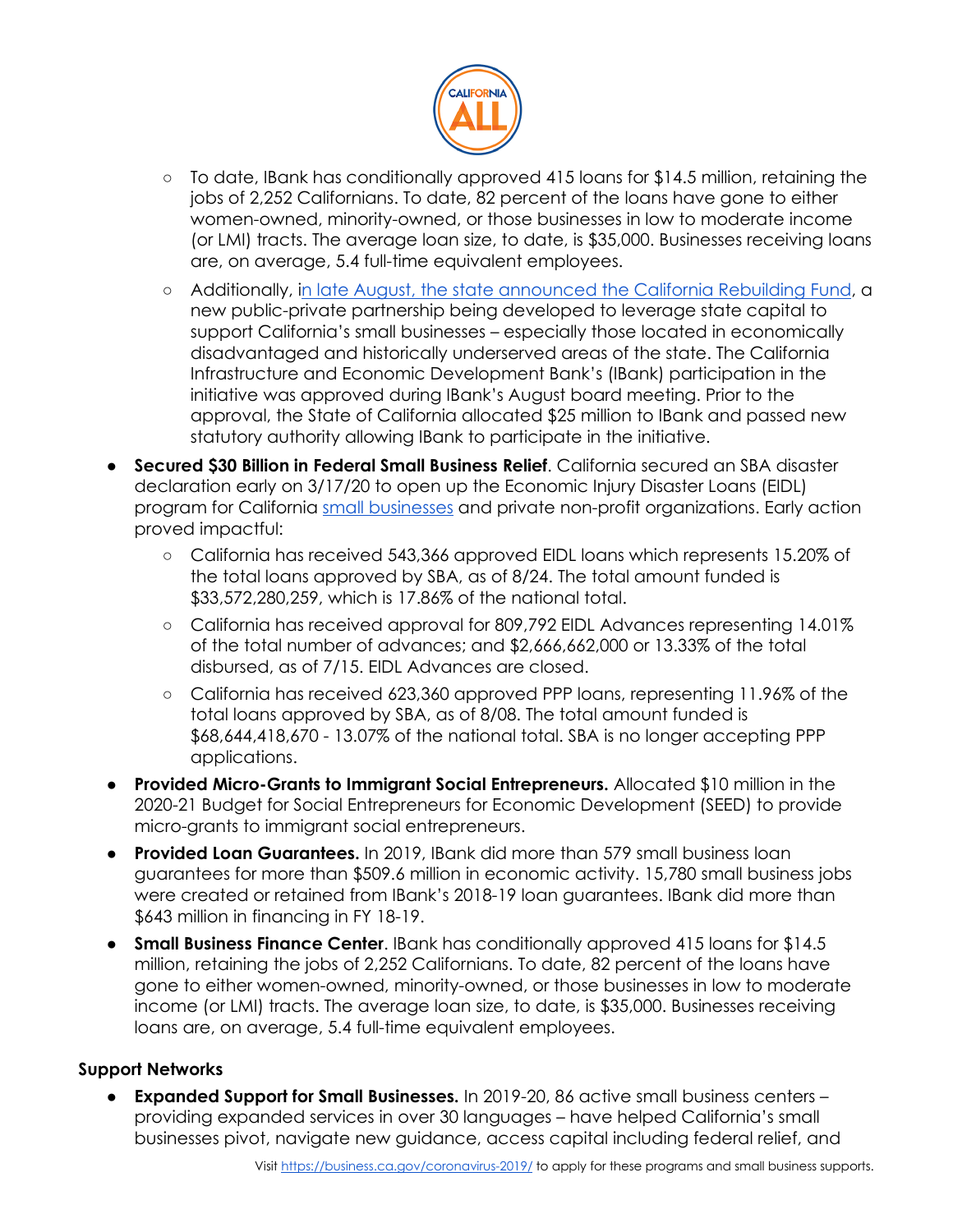- To date, IBank has conditionally approved 415 loans for $14.5 million, retaining the jobs of 2,252 Californians. To date, 82 percent of the loans have gone to either women-owned, minority-owned, or those businesses in low to moderate income (or LMI) tracts. The average loan size, to date, is $35,000. Businesses receiving loans are, on average, 5.4 full-time equivalent employees.
    - Additionally, [in late August, the state announced the California Rebuilding Fund](), a new public-private partnership being developed to leverage state capital to support California's small businesses – especially those located in economically disadvantaged and historically underserved areas of the state. The California Infrastructure and Economic Development Bank's (IBank) participation in the initiative was approved during IBank's August board meeting. Prior to the approval, the State of California allocated $25 million to IBank and passed new statutory authority allowing IBank to participate in the initiative.
- **Secured $30 Billion in Federal Small Business Relief**. California secured an SBA disaster declaration early on 3/17/20 to open up the Economic Injury Disaster Loans (EIDL) program for California [small businesses]() and private non-profit organizations. Early action proved impactful:
    - California has received 543,366 approved EIDL loans which represents 15.20% of the total loans approved by SBA, as of 8/24. The total amount funded is $33,572,280,259, which is 17.86% of the national total.
    - California has received approval for 809,792 EIDL Advances representing 14.01% of the total number of advances; and $2,666,662,000 or 13.33% of the total disbursed, as of 7/15. EIDL Advances are closed.
    - California has received 623,360 approved PPP loans, representing 11.96% of the total loans approved by SBA, as of 8/08. The total amount funded is $68,644,418,670 - 13.07% of the national total. SBA is no longer accepting PPP applications.
- **Provided Micro-Grants to Immigrant Social Entrepreneurs.** Allocated $10 million in the 2020-21 Budget for Social Entrepreneurs for Economic Development (SEED) to provide micro-grants to immigrant social entrepreneurs.
- **Provided Loan Guarantees.** In 2019, IBank did more than 579 small business loan guarantees for more than $509.6 million in economic activity. 15,780 small business jobs were created or retained from IBank's 2018-19 loan guarantees. IBank did more than $643 million in financing in FY 18-19.
- **Small Business Finance Center**. IBank has conditionally approved 415 loans for $14.5 million, retaining the jobs of 2,252 Californians. To date, 82 percent of the loans have gone to either women-owned, minority-owned, or those businesses in low to moderate income (or LMI) tracts. The average loan size, to date, is $35,000. Businesses receiving loans are, on average, 5.4 full-time equivalent employees.

### Support Networks

- **Expanded Support for Small Businesses.** In 2019-20, 86 active small business centers – providing expanded services in over 30 languages – have helped California's small businesses pivot, navigate new guidance, access capital including federal relief, and

Visit [https://business.ca.gov/coronavirus-2019/](https://business.ca.gov/coronavirus-2019/) to apply for these programs and small business supports.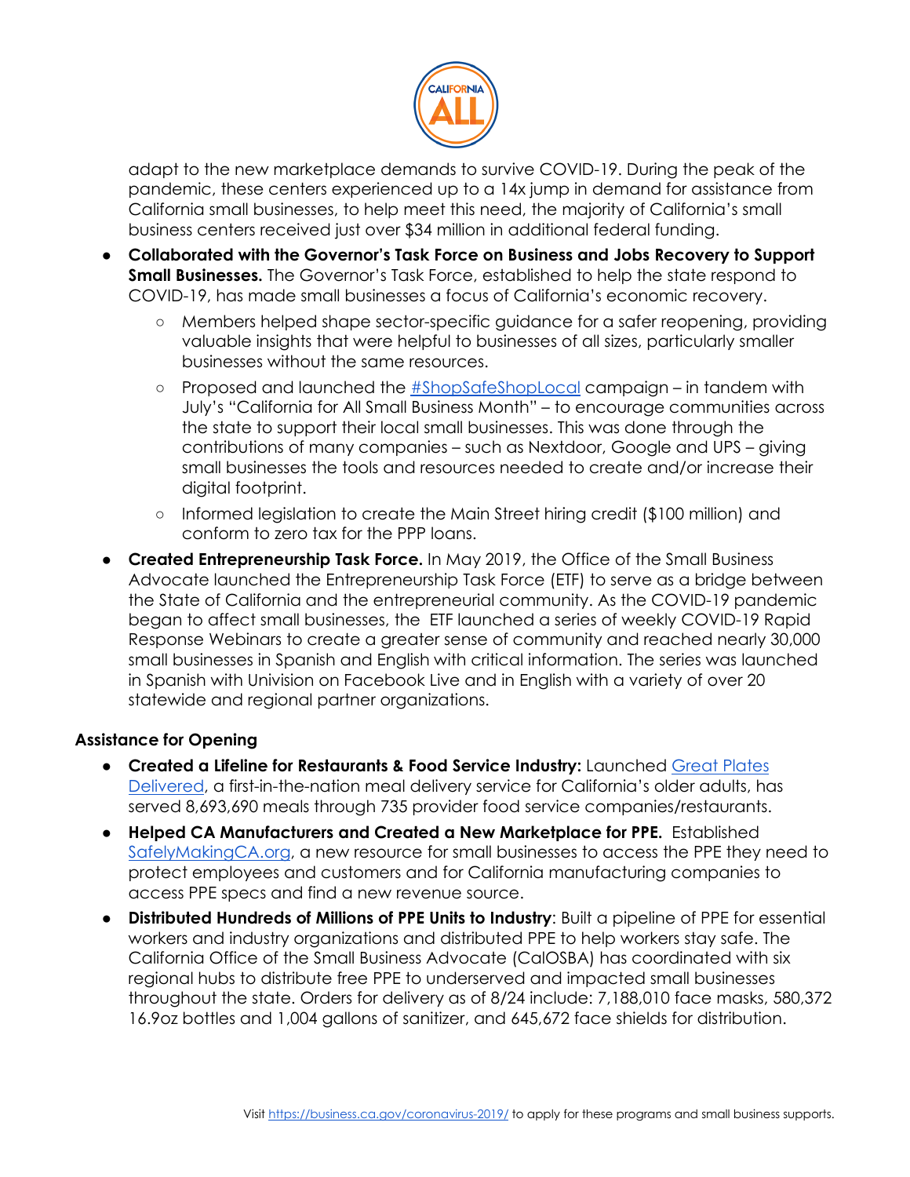adapt to the new marketplace demands to survive COVID-19. During the peak of the pandemic, these centers experienced up to a 14x jump in demand for assistance from California small businesses, to help meet this need, the majority of California's small business centers received just over $34 million in additional federal funding.

- **Collaborated with the Governor's Task Force on Business and Jobs Recovery to Support Small Businesses.** The Governor's Task Force, established to help the state respond to COVID-19, has made small businesses a focus of California's economic recovery.
  - Members helped shape sector-specific guidance for a safer reopening, providing valuable insights that were helpful to businesses of all sizes, particularly smaller businesses without the same resources.
  - Proposed and launched the #ShopSafeShopLocal campaign – in tandem with July's "California for All Small Business Month" – to encourage communities across the state to support their local small businesses. This was done through the contributions of many companies – such as Nextdoor, Google and UPS – giving small businesses the tools and resources needed to create and/or increase their digital footprint.
  - Informed legislation to create the Main Street hiring credit ($100 million) and conform to zero tax for the PPP loans.
- **Created Entrepreneurship Task Force.** In May 2019, the Office of the Small Business Advocate launched the Entrepreneurship Task Force (ETF) to serve as a bridge between the State of California and the entrepreneurial community. As the COVID-19 pandemic began to affect small businesses, the ETF launched a series of weekly COVID-19 Rapid Response Webinars to create a greater sense of community and reached nearly 30,000 small businesses in Spanish and English with critical information. The series was launched in Spanish with Univision on Facebook Live and in English with a variety of over 20 statewide and regional partner organizations.

**Assistance for Opening**

- **Created a Lifeline for Restaurants & Food Service Industry:** Launched Great Plates Delivered, a first-in-the-nation meal delivery service for California's older adults, has served 8,693,690 meals through 735 provider food service companies/restaurants.
- **Helped CA Manufacturers and Created a New Marketplace for PPE.** Established SafelyMakingCA.org, a new resource for small businesses to access the PPE they need to protect employees and customers and for California manufacturing companies to access PPE specs and find a new revenue source.
- **Distributed Hundreds of Millions of PPE Units to Industry**: Built a pipeline of PPE for essential workers and industry organizations and distributed PPE to help workers stay safe. The California Office of the Small Business Advocate (CalOSBA) has coordinated with six regional hubs to distribute free PPE to underserved and impacted small businesses throughout the state. Orders for delivery as of 8/24 include: 7,188,010 face masks, 580,372 16.9oz bottles and 1,004 gallons of sanitizer, and 645,672 face shields for distribution.

Visit https://business.ca.gov/coronavirus-2019/ to apply for these programs and small business supports.